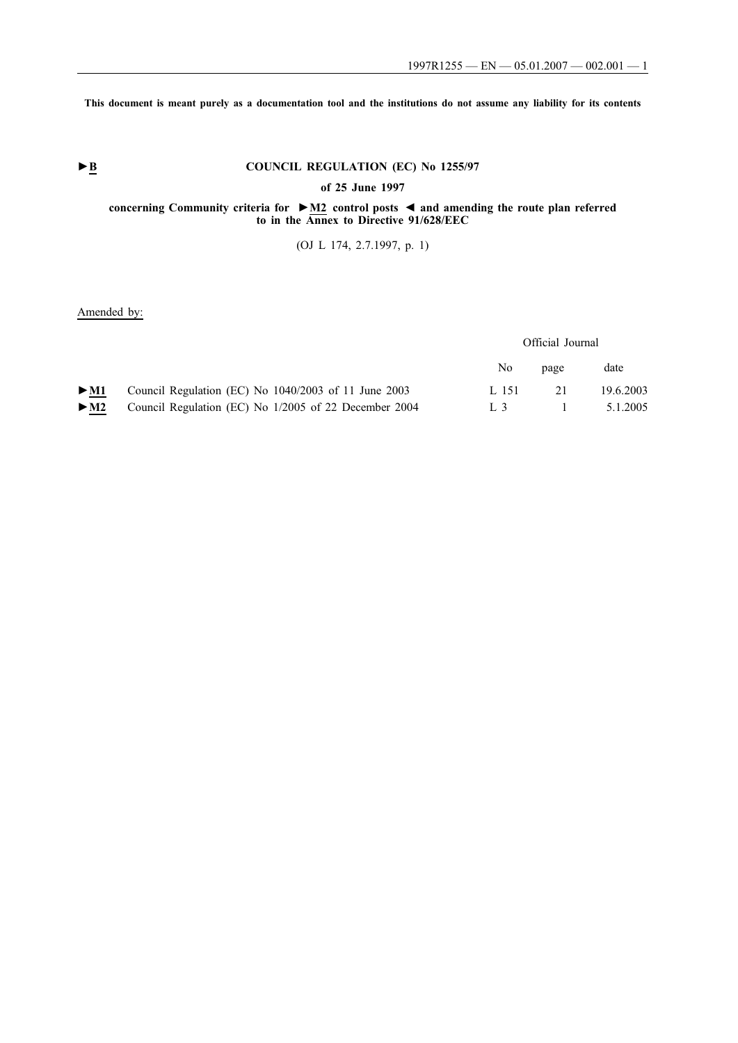This document is meant purely as a documentation tool and the institutions do not assume any liability for its contents

►B

# COUNCIL REGULATION (EC) No 1255/97

## of 25 June 1997

## concerning Community criteria for ►M2 control posts ◄ and amending the route plan referred to in the Annex to Directive 91/628/EEC

(OJ L 174, 2.7.1997, p. 1)

Amended by:

| | | Official Journal | | |
|---|---|---|---|---|
| | | No | page | date |
| ►M1 | Council Regulation (EC) No 1040/2003 of 11 June 2003 | L 151 | 21 | 19.6.2003 |
| ►M2 | Council Regulation (EC) No 1/2005 of 22 December 2004 | L 3 | 1 | 5.1.2005 |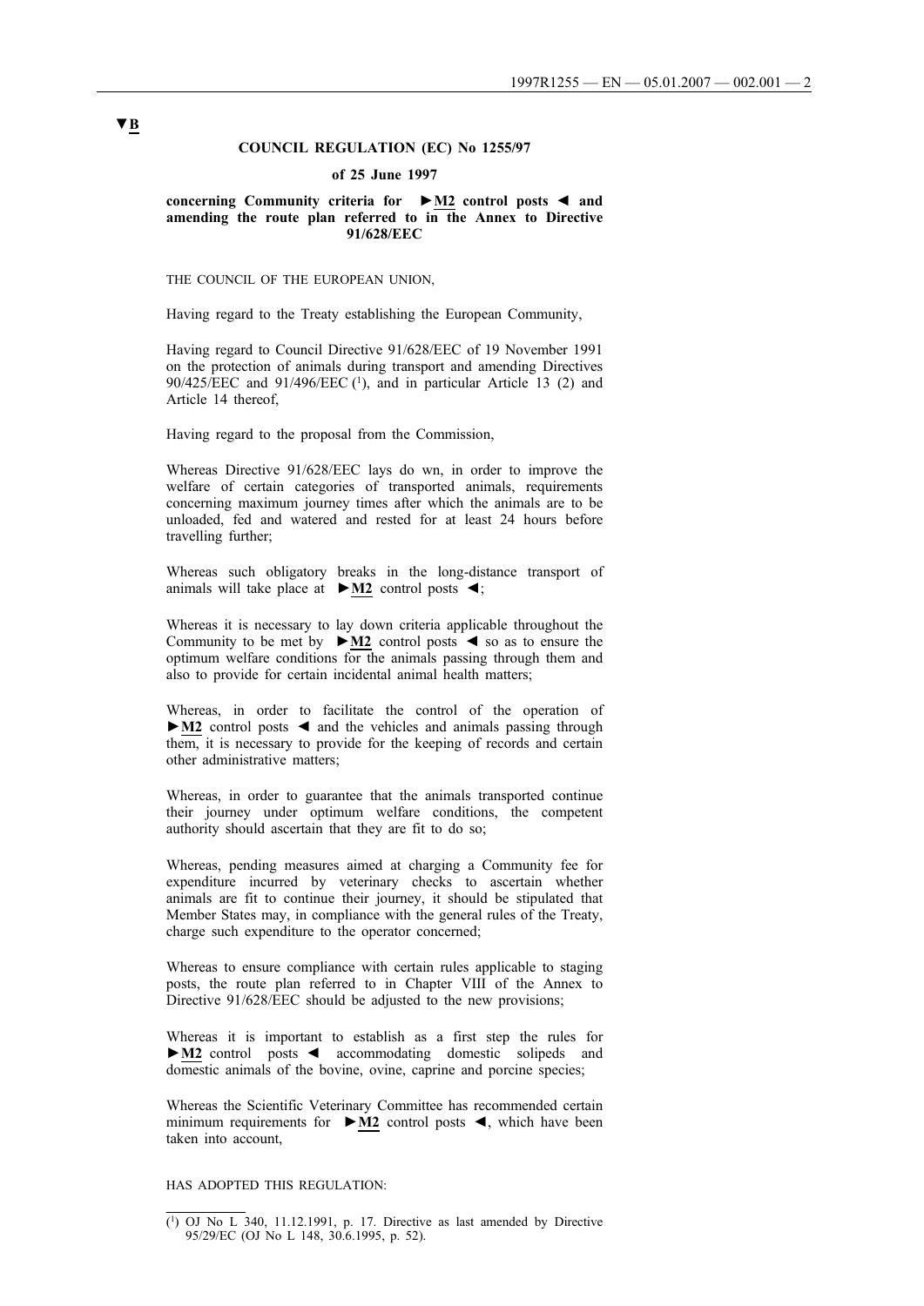▼B

**COUNCIL REGULATION (EC) No 1255/97**

**of 25 June 1997**

**concerning Community criteria for ►M2 control posts ◄ and amending the route plan referred to in the Annex to Directive 91/628/EEC**

THE COUNCIL OF THE EUROPEAN UNION,

Having regard to the Treaty establishing the European Community,

Having regard to Council Directive 91/628/EEC of 19 November 1991 on the protection of animals during transport and amending Directives 90/425/EEC and 91/496/EEC [1], and in particular Article 13 (2) and Article 14 thereof,

Having regard to the proposal from the Commission,

Whereas Directive 91/628/EEC lays do wn, in order to improve the welfare of certain categories of transported animals, requirements concerning maximum journey times after which the animals are to be unloaded, fed and watered and rested for at least 24 hours before travelling further;

Whereas such obligatory breaks in the long-distance transport of animals will take place at ►M2 control posts ◄;

Whereas it is necessary to lay down criteria applicable throughout the Community to be met by ►M2 control posts ◄ so as to ensure the optimum welfare conditions for the animals passing through them and also to provide for certain incidental animal health matters;

Whereas, in order to facilitate the control of the operation of ►M2 control posts ◄ and the vehicles and animals passing through them, it is necessary to provide for the keeping of records and certain other administrative matters;

Whereas, in order to guarantee that the animals transported continue their journey under optimum welfare conditions, the competent authority should ascertain that they are fit to do so;

Whereas, pending measures aimed at charging a Community fee for expenditure incurred by veterinary checks to ascertain whether animals are fit to continue their journey, it should be stipulated that Member States may, in compliance with the general rules of the Treaty, charge such expenditure to the operator concerned;

Whereas to ensure compliance with certain rules applicable to staging posts, the route plan referred to in Chapter VIII of the Annex to Directive 91/628/EEC should be adjusted to the new provisions;

Whereas it is important to establish as a first step the rules for ►M2 control posts ◄ accommodating domestic solipeds and domestic animals of the bovine, ovine, caprine and porcine species;

Whereas the Scientific Veterinary Committee has recommended certain minimum requirements for ►M2 control posts ◄, which have been taken into account,

HAS ADOPTED THIS REGULATION:

---

[1] OJ No L 340, 11.12.1991, p. 17. Directive as last amended by Directive 95/29/EC (OJ No L 148, 30.6.1995, p. 52).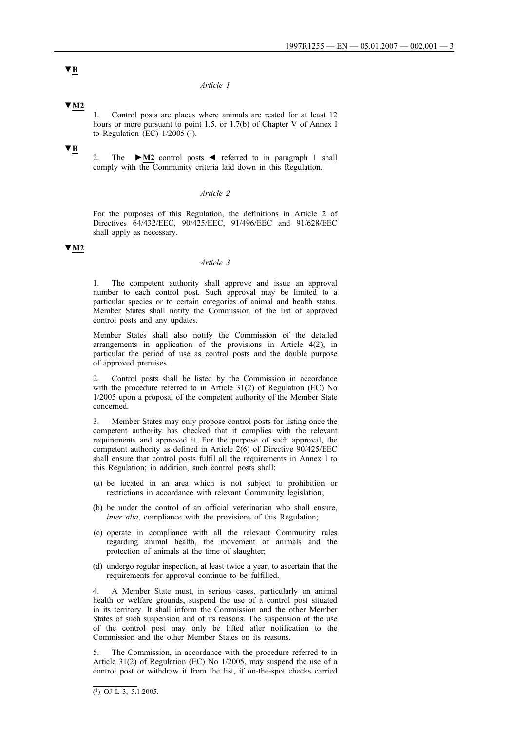▼B

*Article 1*

▼M2

1. Control posts are places where animals are rested for at least 12 hours or more pursuant to point 1.5. or 1.7(b) of Chapter V of Annex I to Regulation (EC) 1/2005 [1].

▼B

2. The ►M2 control posts ◄ referred to in paragraph 1 shall comply with the Community criteria laid down in this Regulation.

*Article 2*

For the purposes of this Regulation, the definitions in Article 2 of Directives 64/432/EEC, 90/425/EEC, 91/496/EEC and 91/628/EEC shall apply as necessary.

▼M2

*Article 3*

1. The competent authority shall approve and issue an approval number to each control post. Such approval may be limited to a particular species or to certain categories of animal and health status. Member States shall notify the Commission of the list of approved control posts and any updates.

Member States shall also notify the Commission of the detailed arrangements in application of the provisions in Article 4(2), in particular the period of use as control posts and the double purpose of approved premises.

2. Control posts shall be listed by the Commission in accordance with the procedure referred to in Article 31(2) of Regulation (EC) No 1/2005 upon a proposal of the competent authority of the Member State concerned.

3. Member States may only propose control posts for listing once the competent authority has checked that it complies with the relevant requirements and approved it. For the purpose of such approval, the competent authority as defined in Article 2(6) of Directive 90/425/EEC shall ensure that control posts fulfil all the requirements in Annex I to this Regulation; in addition, such control posts shall:

(a) be located in an area which is not subject to prohibition or restrictions in accordance with relevant Community legislation;

(b) be under the control of an official veterinarian who shall ensure, *inter alia*, compliance with the provisions of this Regulation;

(c) operate in compliance with all the relevant Community rules regarding animal health, the movement of animals and the protection of animals at the time of slaughter;

(d) undergo regular inspection, at least twice a year, to ascertain that the requirements for approval continue to be fulfilled.

4. A Member State must, in serious cases, particularly on animal health or welfare grounds, suspend the use of a control post situated in its territory. It shall inform the Commission and the other Member States of such suspension and of its reasons. The suspension of the use of the control post may only be lifted after notification to the Commission and the other Member States on its reasons.

5. The Commission, in accordance with the procedure referred to in Article 31(2) of Regulation (EC) No 1/2005, may suspend the use of a control post or withdraw it from the list, if on-the-spot checks carried

---

[1] OJ L 3, 5.1.2005.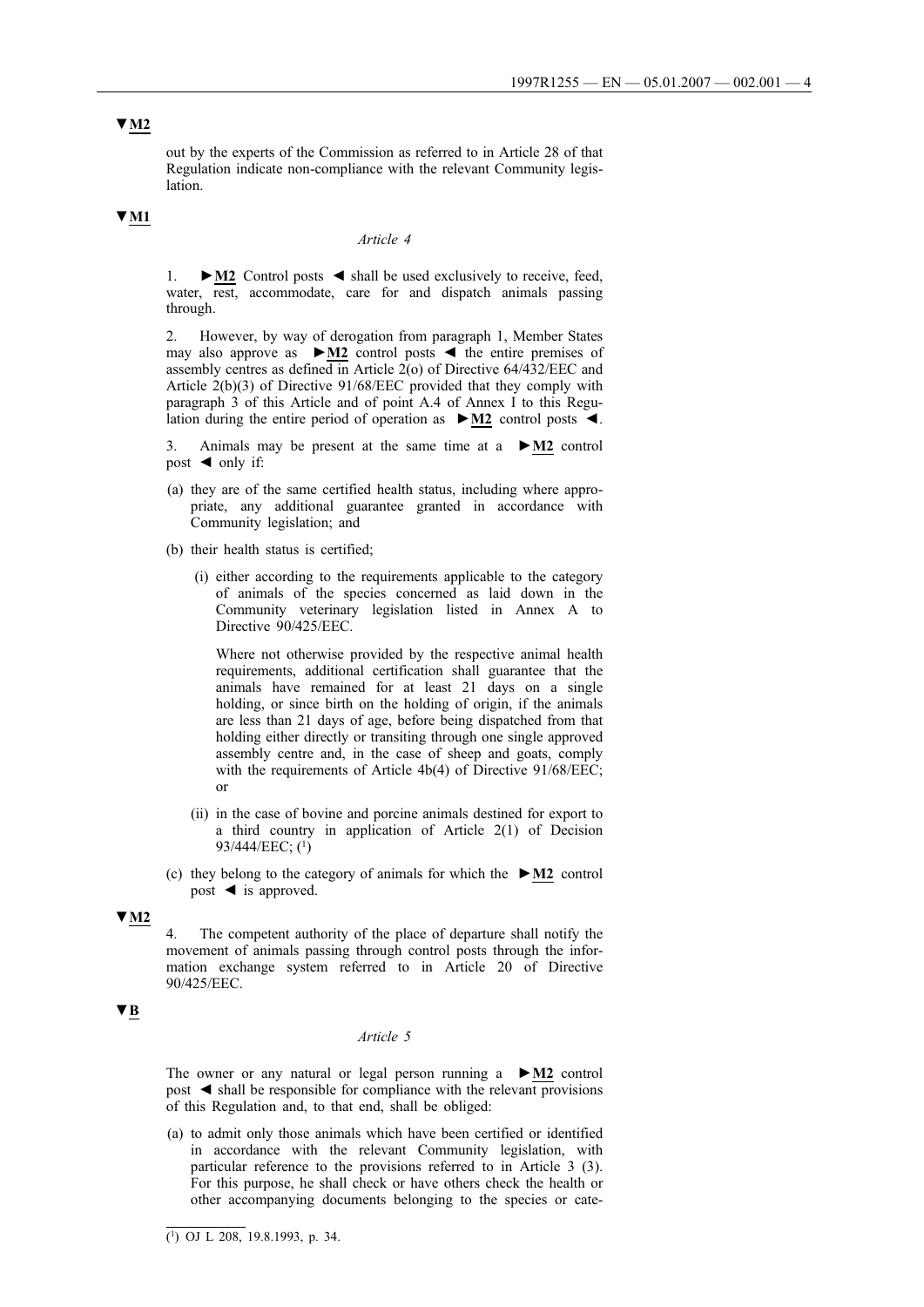▼M2

out by the experts of the Commission as referred to in Article 28 of that Regulation indicate non-compliance with the relevant Community legislation.

▼M1

*Article 4*

1. ►M2 Control posts ◄ shall be used exclusively to receive, feed, water, rest, accommodate, care for and dispatch animals passing through.

2. However, by way of derogation from paragraph 1, Member States may also approve as ►M2 control posts ◄ the entire premises of assembly centres as defined in Article 2(o) of Directive 64/432/EEC and Article 2(b)(3) of Directive 91/68/EEC provided that they comply with paragraph 3 of this Article and of point A.4 of Annex I to this Regulation during the entire period of operation as ►M2 control posts ◄.

3. Animals may be present at the same time at a ►M2 control post ◄ only if:

(a) they are of the same certified health status, including where appropriate, any additional guarantee granted in accordance with Community legislation; and

(b) their health status is certified;

   (i) either according to the requirements applicable to the category of animals of the species concerned as laid down in the Community veterinary legislation listed in Annex A to Directive 90/425/EEC.

   Where not otherwise provided by the respective animal health requirements, additional certification shall guarantee that the animals have remained for at least 21 days on a single holding, or since birth on the holding of origin, if the animals are less than 21 days of age, before being dispatched from that holding either directly or transiting through one single approved assembly centre and, in the case of sheep and goats, comply with the requirements of Article 4b(4) of Directive 91/68/EEC; or

   (ii) in the case of bovine and porcine animals destined for export to a third country in application of Article 2(1) of Decision 93/444/EEC; [1]

(c) they belong to the category of animals for which the ►M2 control post ◄ is approved.

▼M2

4. The competent authority of the place of departure shall notify the movement of animals passing through control posts through the information exchange system referred to in Article 20 of Directive 90/425/EEC.

▼B

*Article 5*

The owner or any natural or legal person running a ►M2 control post ◄ shall be responsible for compliance with the relevant provisions of this Regulation and, to that end, shall be obliged:

(a) to admit only those animals which have been certified or identified in accordance with the relevant Community legislation, with particular reference to the provisions referred to in Article 3 (3). For this purpose, he shall check or have others check the health or other accompanying documents belonging to the species or cate-

---

[1] OJ L 208, 19.8.1993, p. 34.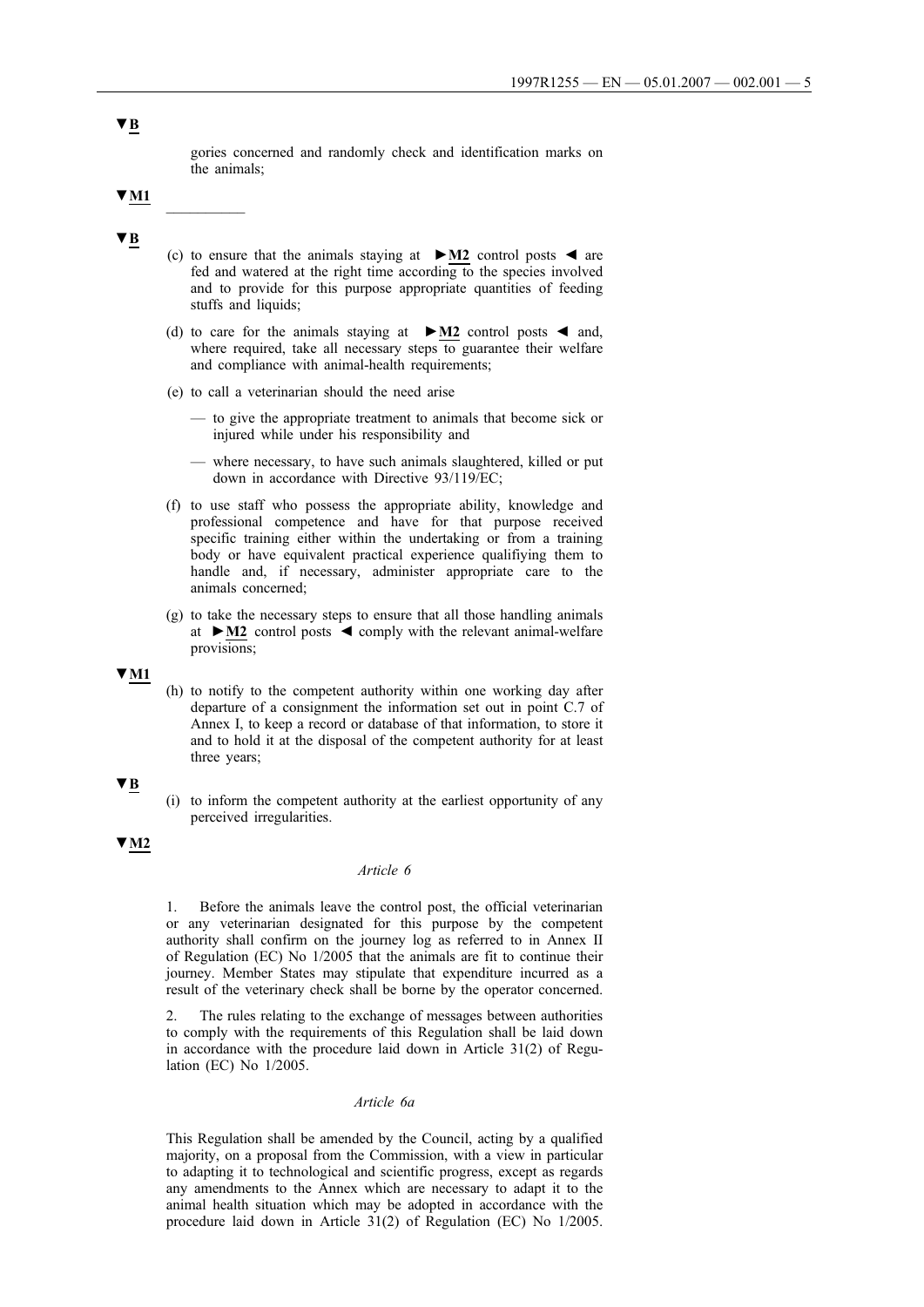▼B

gories concerned and randomly check and identification marks on the animals;

▼M1

__________

▼B

(c) to ensure that the animals staying at ►M2 control posts ◄ are fed and watered at the right time according to the species involved and to provide for this purpose appropriate quantities of feeding stuffs and liquids;

(d) to care for the animals staying at ►M2 control posts ◄ and, where required, take all necessary steps to guarantee their welfare and compliance with animal-health requirements;

(e) to call a veterinarian should the need arise

— to give the appropriate treatment to animals that become sick or injured while under his responsibility and

— where necessary, to have such animals slaughtered, killed or put down in accordance with Directive 93/119/EC;

(f) to use staff who possess the appropriate ability, knowledge and professional competence and have for that purpose received specific training either within the undertaking or from a training body or have equivalent practical experience qualifiying them to handle and, if necessary, administer appropriate care to the animals concerned;

(g) to take the necessary steps to ensure that all those handling animals at ►M2 control posts ◄ comply with the relevant animal-welfare provisions;

▼M1

(h) to notify to the competent authority within one working day after departure of a consignment the information set out in point C.7 of Annex I, to keep a record or database of that information, to store it and to hold it at the disposal of the competent authority for at least three years;

▼B

(i) to inform the competent authority at the earliest opportunity of any perceived irregularities.

▼M2

*Article 6*

1. Before the animals leave the control post, the official veterinarian or any veterinarian designated for this purpose by the competent authority shall confirm on the journey log as referred to in Annex II of Regulation (EC) No 1/2005 that the animals are fit to continue their journey. Member States may stipulate that expenditure incurred as a result of the veterinary check shall be borne by the operator concerned.

2. The rules relating to the exchange of messages between authorities to comply with the requirements of this Regulation shall be laid down in accordance with the procedure laid down in Article 31(2) of Regulation (EC) No 1/2005.

*Article 6a*

This Regulation shall be amended by the Council, acting by a qualified majority, on a proposal from the Commission, with a view in particular to adapting it to technological and scientific progress, except as regards any amendments to the Annex which are necessary to adapt it to the animal health situation which may be adopted in accordance with the procedure laid down in Article 31(2) of Regulation (EC) No 1/2005.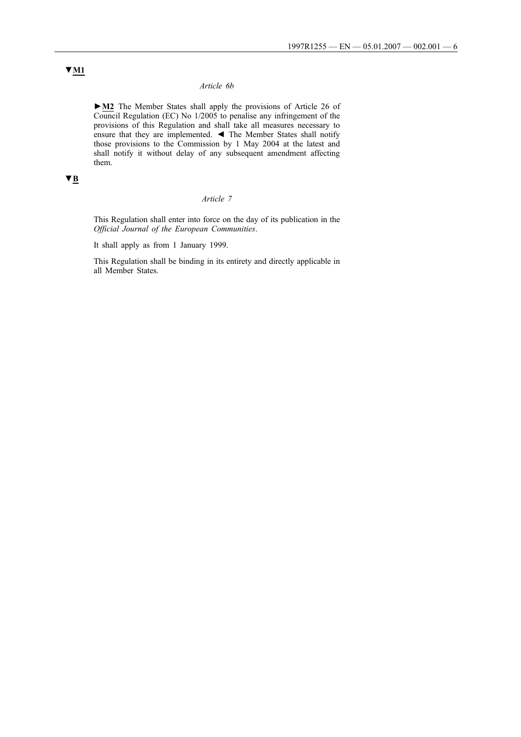▼M1

*Article 6b*

►M2 The Member States shall apply the provisions of Article 26 of Council Regulation (EC) No 1/2005 to penalise any infringement of the provisions of this Regulation and shall take all measures necessary to ensure that they are implemented. ◄ The Member States shall notify those provisions to the Commission by 1 May 2004 at the latest and shall notify it without delay of any subsequent amendment affecting them.

▼B

*Article 7*

This Regulation shall enter into force on the day of its publication in the *Official Journal of the European Communities*.

It shall apply as from 1 January 1999.

This Regulation shall be binding in its entirety and directly applicable in all Member States.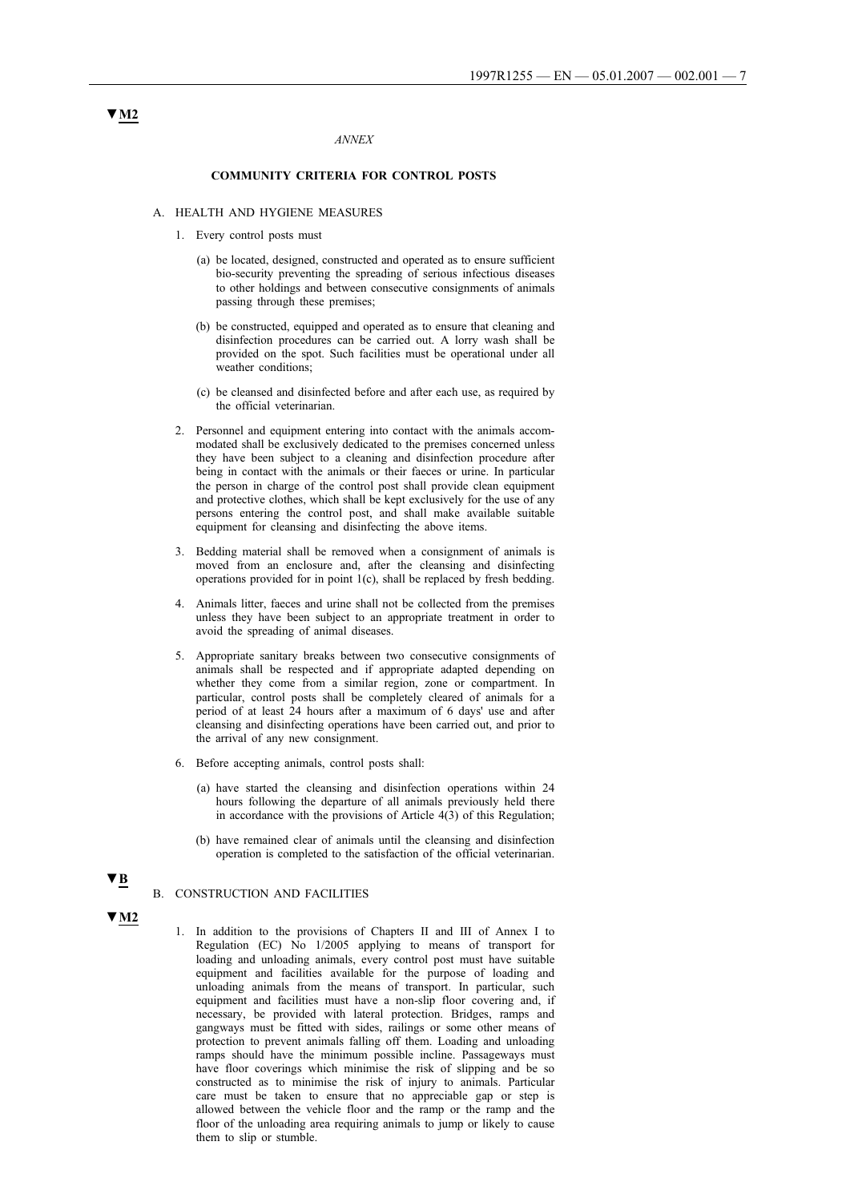▼M2

*ANNEX*

**COMMUNITY CRITERIA FOR CONTROL POSTS**

A. HEALTH AND HYGIENE MEASURES

1. Every control posts must

   (a) be located, designed, constructed and operated as to ensure sufficient bio-security preventing the spreading of serious infectious diseases to other holdings and between consecutive consignments of animals passing through these premises;

   (b) be constructed, equipped and operated as to ensure that cleaning and disinfection procedures can be carried out. A lorry wash shall be provided on the spot. Such facilities must be operational under all weather conditions;

   (c) be cleansed and disinfected before and after each use, as required by the official veterinarian.

2. Personnel and equipment entering into contact with the animals accommodated shall be exclusively dedicated to the premises concerned unless they have been subject to a cleaning and disinfection procedure after being in contact with the animals or their faeces or urine. In particular the person in charge of the control post shall provide clean equipment and protective clothes, which shall be kept exclusively for the use of any persons entering the control post, and shall make available suitable equipment for cleansing and disinfecting the above items.

3. Bedding material shall be removed when a consignment of animals is moved from an enclosure and, after the cleansing and disinfecting operations provided for in point 1(c), shall be replaced by fresh bedding.

4. Animals litter, faeces and urine shall not be collected from the premises unless they have been subject to an appropriate treatment in order to avoid the spreading of animal diseases.

5. Appropriate sanitary breaks between two consecutive consignments of animals shall be respected and if appropriate adapted depending on whether they come from a similar region, zone or compartment. In particular, control posts shall be completely cleared of animals for a period of at least 24 hours after a maximum of 6 days' use and after cleansing and disinfecting operations have been carried out, and prior to the arrival of any new consignment.

6. Before accepting animals, control posts shall:

   (a) have started the cleansing and disinfection operations within 24 hours following the departure of all animals previously held there in accordance with the provisions of Article 4(3) of this Regulation;

   (b) have remained clear of animals until the cleansing and disinfection operation is completed to the satisfaction of the official veterinarian.

▼B

B. CONSTRUCTION AND FACILITIES

▼M2

1. In addition to the provisions of Chapters II and III of Annex I to Regulation (EC) No 1/2005 applying to means of transport for loading and unloading animals, every control post must have suitable equipment and facilities available for the purpose of loading and unloading animals from the means of transport. In particular, such equipment and facilities must have a non-slip floor covering and, if necessary, be provided with lateral protection. Bridges, ramps and gangways must be fitted with sides, railings or some other means of protection to prevent animals falling off them. Loading and unloading ramps should have the minimum possible incline. Passageways must have floor coverings which minimise the risk of slipping and be so constructed as to minimise the risk of injury to animals. Particular care must be taken to ensure that no appreciable gap or step is allowed between the vehicle floor and the ramp or the ramp and the floor of the unloading area requiring animals to jump or likely to cause them to slip or stumble.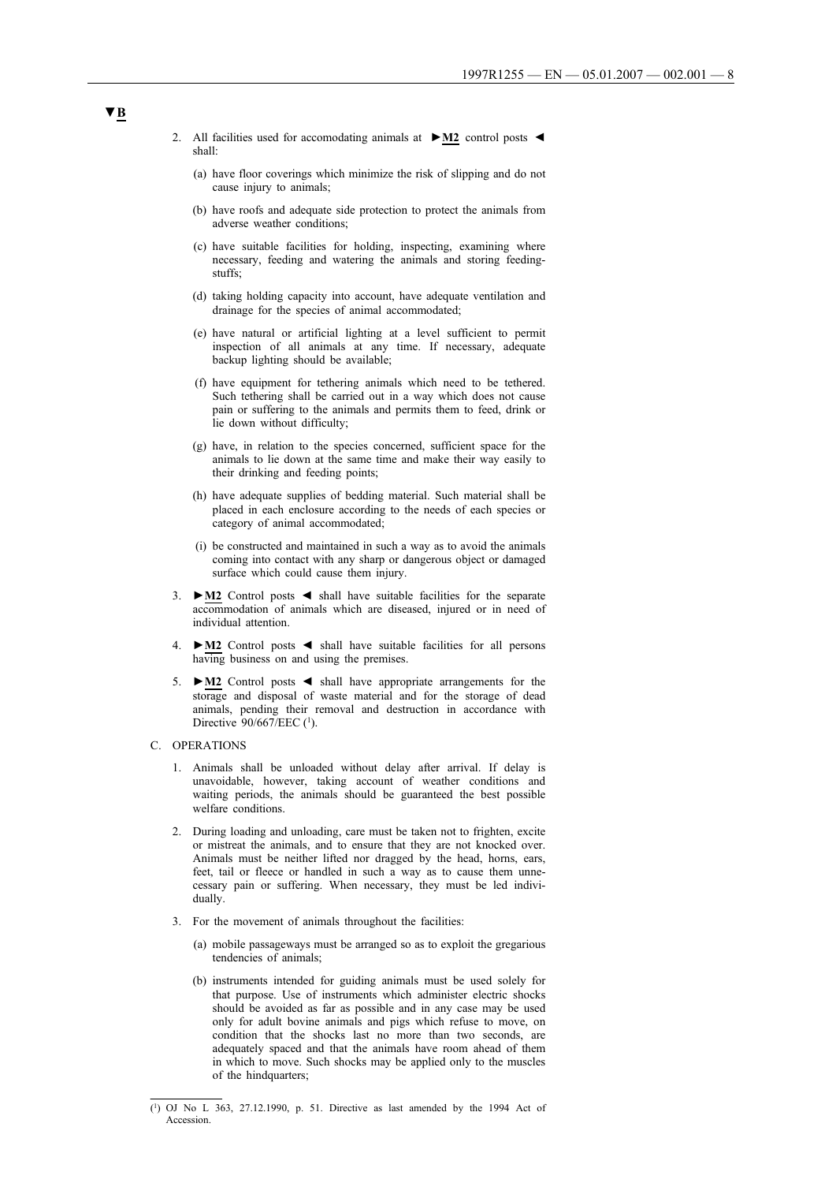▼B

2. All facilities used for accomodating animals at ►M2 control posts ◄ shall:

   (a) have floor coverings which minimize the risk of slipping and do not cause injury to animals;

   (b) have roofs and adequate side protection to protect the animals from adverse weather conditions;

   (c) have suitable facilities for holding, inspecting, examining where necessary, feeding and watering the animals and storing feeding-stuffs;

   (d) taking holding capacity into account, have adequate ventilation and drainage for the species of animal accommodated;

   (e) have natural or artificial lighting at a level sufficient to permit inspection of all animals at any time. If necessary, adequate backup lighting should be available;

   (f) have equipment for tethering animals which need to be tethered. Such tethering shall be carried out in a way which does not cause pain or suffering to the animals and permits them to feed, drink or lie down without difficulty;

   (g) have, in relation to the species concerned, sufficient space for the animals to lie down at the same time and make their way easily to their drinking and feeding points;

   (h) have adequate supplies of bedding material. Such material shall be placed in each enclosure according to the needs of each species or category of animal accommodated;

   (i) be constructed and maintained in such a way as to avoid the animals coming into contact with any sharp or dangerous object or damaged surface which could cause them injury.

3. ►M2 Control posts ◄ shall have suitable facilities for the separate accommodation of animals which are diseased, injured or in need of individual attention.

4. ►M2 Control posts ◄ shall have suitable facilities for all persons having business on and using the premises.

5. ►M2 Control posts ◄ shall have appropriate arrangements for the storage and disposal of waste material and for the storage of dead animals, pending their removal and destruction in accordance with Directive 90/667/EEC [1].

C. OPERATIONS

1. Animals shall be unloaded without delay after arrival. If delay is unavoidable, however, taking account of weather conditions and waiting periods, the animals should be guaranteed the best possible welfare conditions.

2. During loading and unloading, care must be taken not to frighten, excite or mistreat the animals, and to ensure that they are not knocked over. Animals must be neither lifted nor dragged by the head, horns, ears, feet, tail or fleece or handled in such a way as to cause them unnecessary pain or suffering. When necessary, they must be led individually.

3. For the movement of animals throughout the facilities:

   (a) mobile passageways must be arranged so as to exploit the gregarious tendencies of animals;

   (b) instruments intended for guiding animals must be used solely for that purpose. Use of instruments which administer electric shocks should be avoided as far as possible and in any case may be used only for adult bovine animals and pigs which refuse to move, on condition that the shocks last no more than two seconds, are adequately spaced and that the animals have room ahead of them in which to move. Such shocks may be applied only to the muscles of the hindquarters;

---

[1] OJ No L 363, 27.12.1990, p. 51. Directive as last amended by the 1994 Act of Accession.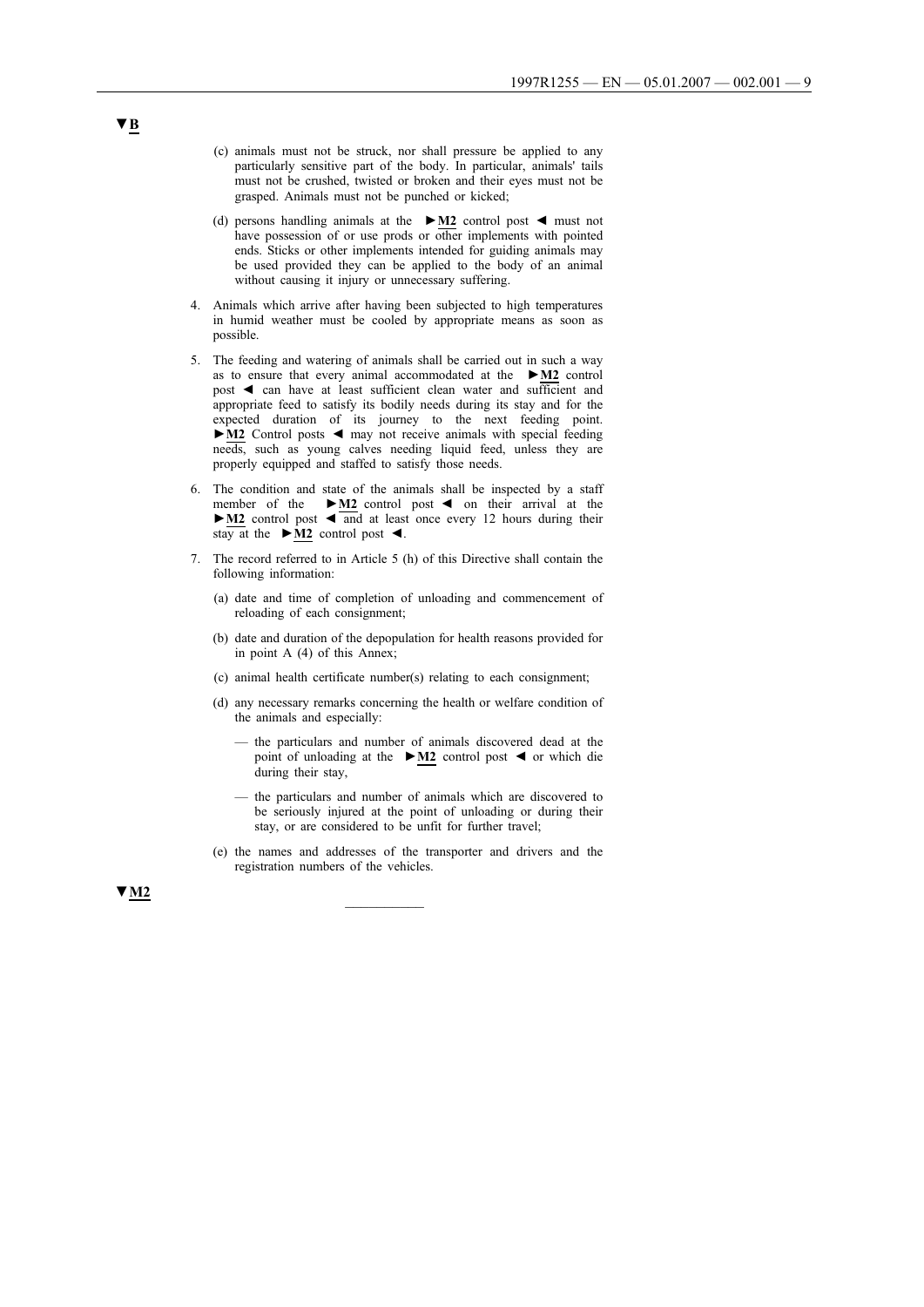▼B

(c) animals must not be struck, nor shall pressure be applied to any particularly sensitive part of the body. In particular, animals' tails must not be crushed, twisted or broken and their eyes must not be grasped. Animals must not be punched or kicked;

(d) persons handling animals at the ►M2 control post ◄ must not have possession of or use prods or other implements with pointed ends. Sticks or other implements intended for guiding animals may be used provided they can be applied to the body of an animal without causing it injury or unnecessary suffering.

4. Animals which arrive after having been subjected to high temperatures in humid weather must be cooled by appropriate means as soon as possible.

5. The feeding and watering of animals shall be carried out in such a way as to ensure that every animal accommodated at the ►M2 control post ◄ can have at least sufficient clean water and sufficient and appropriate feed to satisfy its bodily needs during its stay and for the expected duration of its journey to the next feeding point. ►M2 Control posts ◄ may not receive animals with special feeding needs, such as young calves needing liquid feed, unless they are properly equipped and staffed to satisfy those needs.

6. The condition and state of the animals shall be inspected by a staff member of the ►M2 control post ◄ on their arrival at the ►M2 control post ◄ and at least once every 12 hours during their stay at the ►M2 control post ◄.

7. The record referred to in Article 5 (h) of this Directive shall contain the following information:

(a) date and time of completion of unloading and commencement of reloading of each consignment;

(b) date and duration of the depopulation for health reasons provided for in point A (4) of this Annex;

(c) animal health certificate number(s) relating to each consignment;

(d) any necessary remarks concerning the health or welfare condition of the animals and especially:

— the particulars and number of animals discovered dead at the point of unloading at the ►M2 control post ◄ or which die during their stay,

— the particulars and number of animals which are discovered to be seriously injured at the point of unloading or during their stay, or are considered to be unfit for further travel;

(e) the names and addresses of the transporter and drivers and the registration numbers of the vehicles.

▼M2

---